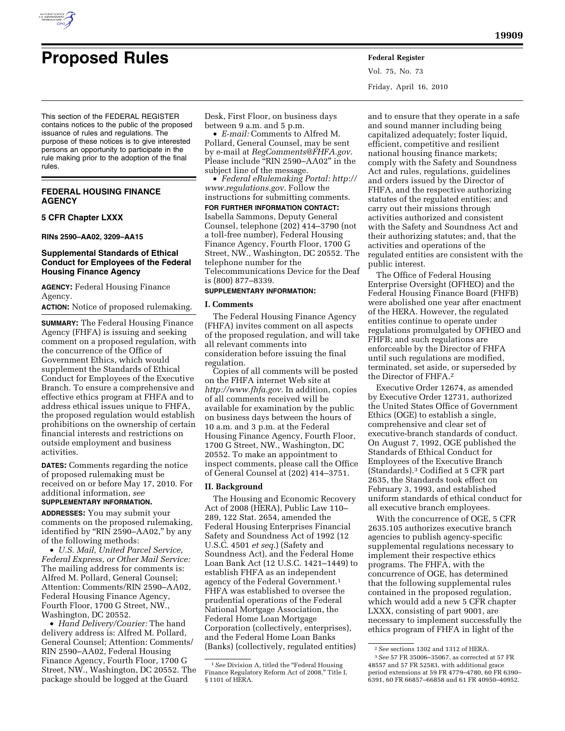# Proposed Rules

This section of the FEDERAL REGISTER contains notices to the public of the proposed issuance of rules and regulations. The purpose of these notices is to give interested persons an opportunity to participate in the rule making prior to the adoption of the final rules.

## FEDERAL HOUSING FINANCE AGENCY

### 5 CFR Chapter LXXX

**RINs 2590–AA02, 3209–AA15**

### Supplemental Standards of Ethical Conduct for Employees of the Federal Housing Finance Agency

**AGENCY:** Federal Housing Finance Agency.

**ACTION:** Notice of proposed rulemaking.

**SUMMARY:** The Federal Housing Finance Agency (FHFA) is issuing and seeking comment on a proposed regulation, with the concurrence of the Office of Government Ethics, which would supplement the Standards of Ethical Conduct for Employees of the Executive Branch. To ensure a comprehensive and effective ethics program at FHFA and to address ethical issues unique to FHFA, the proposed regulation would establish prohibitions on the ownership of certain financial interests and restrictions on outside employment and business activities.

**DATES:** Comments regarding the notice of proposed rulemaking must be received on or before May 17, 2010. For additional information, *see* **SUPPLEMENTARY INFORMATION.**

**ADDRESSES:** You may submit your comments on the proposed rulemaking, identified by "RIN 2590–AA02," by any of the following methods:

- *U.S. Mail, United Parcel Service, Federal Express, or Other Mail Service:* The mailing address for comments is: Alfred M. Pollard, General Counsel; Attention: Comments/RIN 2590–AA02, Federal Housing Finance Agency, Fourth Floor, 1700 G Street, NW., Washington, DC 20552.
- *Hand Delivery/Courier:* The hand delivery address is: Alfred M. Pollard, General Counsel; Attention: Comments/RIN 2590–AA02, Federal Housing Finance Agency, Fourth Floor, 1700 G Street, NW., Washington, DC 20552. The package should be logged at the Guard Desk, First Floor, on business days between 9 a.m. and 5 p.m.
- *E-mail:* Comments to Alfred M. Pollard, General Counsel, may be sent by e-mail at *RegComments@FHFA.gov*. Please include "RIN 2590–AA02" in the subject line of the message.
- *Federal eRulemaking Portal: http://www.regulations.gov*. Follow the instructions for submitting comments.

**FOR FURTHER INFORMATION CONTACT:** Isabella Sammons, Deputy General Counsel, telephone (202) 414–3790 (not a toll-free number), Federal Housing Finance Agency, Fourth Floor, 1700 G Street, NW., Washington, DC 20552. The telephone number for the Telecommunications Device for the Deaf is (800) 877–8339.

**SUPPLEMENTARY INFORMATION:**

#### I. Comments

The Federal Housing Finance Agency (FHFA) invites comment on all aspects of the proposed regulation, and will take all relevant comments into consideration before issuing the final regulation.

Copies of all comments will be posted on the FHFA internet Web site at *http://www.fhfa.gov*. In addition, copies of all comments received will be available for examination by the public on business days between the hours of 10 a.m. and 3 p.m. at the Federal Housing Finance Agency, Fourth Floor, 1700 G Street, NW., Washington, DC 20552. To make an appointment to inspect comments, please call the Office of General Counsel at (202) 414–3751.

#### II. Background

The Housing and Economic Recovery Act of 2008 (HERA), Public Law 110–289, 122 Stat. 2654, amended the Federal Housing Enterprises Financial Safety and Soundness Act of 1992 (12 U.S.C. 4501 *et seq.*) (Safety and Soundness Act), and the Federal Home Loan Bank Act (12 U.S.C. 1421–1449) to establish FHFA as an independent agency of the Federal Government.[1] FHFA was established to oversee the prudential operations of the Federal National Mortgage Association, the Federal Home Loan Mortgage Corporation (collectively, enterprises), and the Federal Home Loan Banks (Banks) (collectively, regulated entities) and to ensure that they operate in a safe and sound manner including being capitalized adequately; foster liquid, efficient, competitive and resilient national housing finance markets; comply with the Safety and Soundness Act and rules, regulations, guidelines and orders issued by the Director of FHFA, and the respective authorizing statutes of the regulated entities; and carry out their missions through activities authorized and consistent with the Safety and Soundness Act and their authorizing statutes; and, that the activities and operations of the regulated entities are consistent with the public interest.

The Office of Federal Housing Enterprise Oversight (OFHEO) and the Federal Housing Finance Board (FHFB) were abolished one year after enactment of the HERA. However, the regulated entities continue to operate under regulations promulgated by OFHEO and FHFB; and such regulations are enforceable by the Director of FHFA until such regulations are modified, terminated, set aside, or superseded by the Director of FHFA.[2]

Executive Order 12674, as amended by Executive Order 12731, authorized the United States Office of Government Ethics (OGE) to establish a single, comprehensive and clear set of executive-branch standards of conduct. On August 7, 1992, OGE published the Standards of Ethical Conduct for Employees of the Executive Branch (Standards).[3] Codified at 5 CFR part 2635, the Standards took effect on February 3, 1993, and established uniform standards of ethical conduct for all executive branch employees.

With the concurrence of OGE, 5 CFR 2635.105 authorizes executive branch agencies to publish agency-specific supplemental regulations necessary to implement their respective ethics programs. The FHFA, with the concurrence of OGE, has determined that the following supplemental rules contained in the proposed regulation, which would add a new 5 CFR chapter LXXX, consisting of part 9001, are necessary to implement successfully the ethics program of FHFA in light of the

---

[1] *See* Division A, titled the "Federal Housing Finance Regulatory Reform Act of 2008," Title I, § 1101 of HERA.

[2] *See* sections 1302 and 1312 of HERA.

[3] *See* 57 FR 35006–35067, as corrected at 57 FR 48557 and 57 FR 52583, with additional grace period extensions at 59 FR 4779–4780, 60 FR 6390–6391, 60 FR 66857–66858 and 61 FR 40950–40952.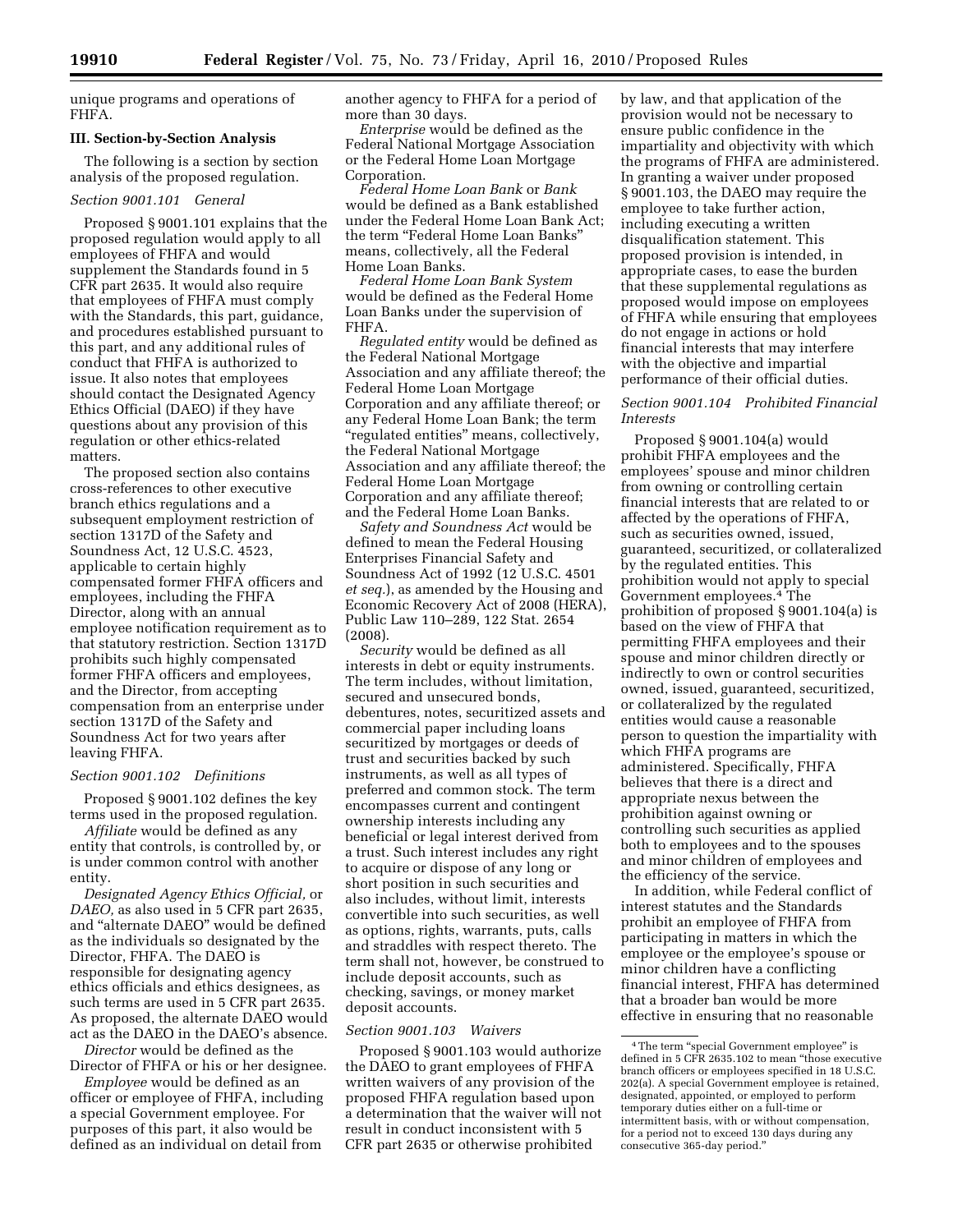unique programs and operations of FHFA.

### III. Section-by-Section Analysis

The following is a section by section analysis of the proposed regulation.

*Section 9001.101 General*

Proposed § 9001.101 explains that the proposed regulation would apply to all employees of FHFA and would supplement the Standards found in 5 CFR part 2635. It would also require that employees of FHFA must comply with the Standards, this part, guidance, and procedures established pursuant to this part, and any additional rules of conduct that FHFA is authorized to issue. It also notes that employees should contact the Designated Agency Ethics Official (DAEO) if they have questions about any provision of this regulation or other ethics-related matters.

The proposed section also contains cross-references to other executive branch ethics regulations and a subsequent employment restriction of section 1317D of the Safety and Soundness Act, 12 U.S.C. 4523, applicable to certain highly compensated former FHFA officers and employees, including the FHFA Director, along with an annual employee notification requirement as to that statutory restriction. Section 1317D prohibits such highly compensated former FHFA officers and employees, and the Director, from accepting compensation from an enterprise under section 1317D of the Safety and Soundness Act for two years after leaving FHFA.

*Section 9001.102 Definitions*

Proposed § 9001.102 defines the key terms used in the proposed regulation.

*Affiliate* would be defined as any entity that controls, is controlled by, or is under common control with another entity.

*Designated Agency Ethics Official,* or *DAEO,* as also used in 5 CFR part 2635, and "alternate DAEO" would be defined as the individuals so designated by the Director, FHFA. The DAEO is responsible for designating agency ethics officials and ethics designees, as such terms are used in 5 CFR part 2635. As proposed, the alternate DAEO would act as the DAEO in the DAEO's absence.

*Director* would be defined as the Director of FHFA or his or her designee.

*Employee* would be defined as an officer or employee of FHFA, including a special Government employee. For purposes of this part, it also would be defined as an individual on detail from another agency to FHFA for a period of more than 30 days.

*Enterprise* would be defined as the Federal National Mortgage Association or the Federal Home Loan Mortgage Corporation.

*Federal Home Loan Bank* or *Bank* would be defined as a Bank established under the Federal Home Loan Bank Act; the term "Federal Home Loan Banks" means, collectively, all the Federal Home Loan Banks.

*Federal Home Loan Bank System* would be defined as the Federal Home Loan Banks under the supervision of FHFA.

*Regulated entity* would be defined as the Federal National Mortgage Association and any affiliate thereof; the Federal Home Loan Mortgage Corporation and any affiliate thereof; or any Federal Home Loan Bank; the term "regulated entities" means, collectively, the Federal National Mortgage Association and any affiliate thereof; the Federal Home Loan Mortgage Corporation and any affiliate thereof; and the Federal Home Loan Banks.

*Safety and Soundness Act* would be defined to mean the Federal Housing Enterprises Financial Safety and Soundness Act of 1992 (12 U.S.C. 4501 *et seq.*), as amended by the Housing and Economic Recovery Act of 2008 (HERA), Public Law 110–289, 122 Stat. 2654 (2008).

*Security* would be defined as all interests in debt or equity instruments. The term includes, without limitation, secured and unsecured bonds, debentures, notes, securitized assets and commercial paper including loans securitized by mortgages or deeds of trust and securities backed by such instruments, as well as all types of preferred and common stock. The term encompasses current and contingent ownership interests including any beneficial or legal interest derived from a trust. Such interest includes any right to acquire or dispose of any long or short position in such securities and also includes, without limit, interests convertible into such securities, as well as options, rights, warrants, puts, calls and straddles with respect thereto. The term shall not, however, be construed to include deposit accounts, such as checking, savings, or money market deposit accounts.

*Section 9001.103 Waivers*

Proposed § 9001.103 would authorize the DAEO to grant employees of FHFA written waivers of any provision of the proposed FHFA regulation based upon a determination that the waiver will not result in conduct inconsistent with 5 CFR part 2635 or otherwise prohibited by law, and that application of the provision would not be necessary to ensure public confidence in the impartiality and objectivity with which the programs of FHFA are administered. In granting a waiver under proposed § 9001.103, the DAEO may require the employee to take further action, including executing a written disqualification statement. This proposed provision is intended, in appropriate cases, to ease the burden that these supplemental regulations as proposed would impose on employees of FHFA while ensuring that employees do not engage in actions or hold financial interests that may interfere with the objective and impartial performance of their official duties.

*Section 9001.104 Prohibited Financial Interests*

Proposed § 9001.104(a) would prohibit FHFA employees and the employees' spouse and minor children from owning or controlling certain financial interests that are related to or affected by the operations of FHFA, such as securities owned, issued, guaranteed, securitized, or collateralized by the regulated entities. This prohibition would not apply to special Government employees.[4] The prohibition of proposed § 9001.104(a) is based on the view of FHFA that permitting FHFA employees and their spouse and minor children directly or indirectly to own or control securities owned, issued, guaranteed, securitized, or collateralized by the regulated entities would cause a reasonable person to question the impartiality with which FHFA programs are administered. Specifically, FHFA believes that there is a direct and appropriate nexus between the prohibition against owning or controlling such securities as applied both to employees and to the spouses and minor children of employees and the efficiency of the service.

In addition, while Federal conflict of interest statutes and the Standards prohibit an employee of FHFA from participating in matters in which the employee or the employee's spouse or minor children have a conflicting financial interest, FHFA has determined that a broader ban would be more effective in ensuring that no reasonable

[4] The term "special Government employee" is defined in 5 CFR 2635.102 to mean "those executive branch officers or employees specified in 18 U.S.C. 202(a). A special Government employee is retained, designated, appointed, or employed to perform temporary duties either on a full-time or intermittent basis, with or without compensation, for a period not to exceed 130 days during any consecutive 365-day period."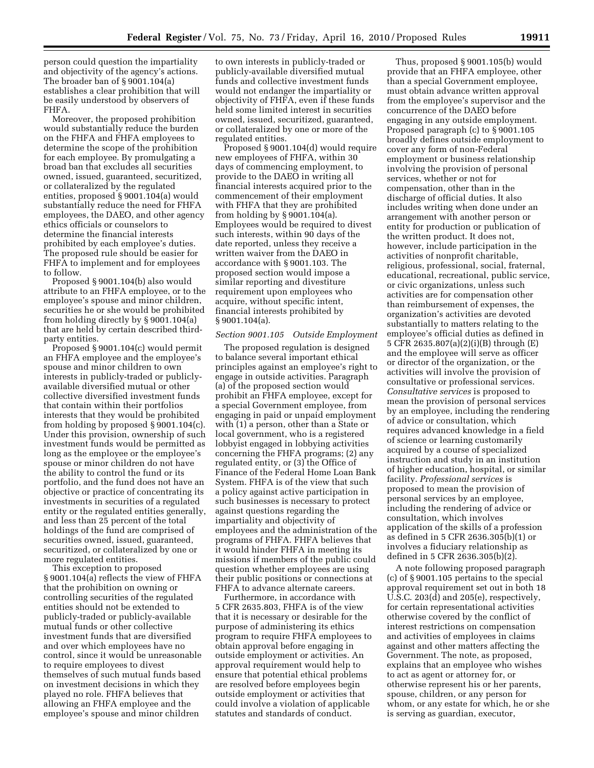person could question the impartiality and objectivity of the agency's actions. The broader ban of § 9001.104(a) establishes a clear prohibition that will be easily understood by observers of FHFA.

Moreover, the proposed prohibition would substantially reduce the burden on the FHFA and FHFA employees to determine the scope of the prohibition for each employee. By promulgating a broad ban that excludes all securities owned, issued, guaranteed, securitized, or collateralized by the regulated entities, proposed § 9001.104(a) would substantially reduce the need for FHFA employees, the DAEO, and other agency ethics officials or counselors to determine the financial interests prohibited by each employee's duties. The proposed rule should be easier for FHFA to implement and for employees to follow.

Proposed § 9001.104(b) also would attribute to an FHFA employee, or to the employee's spouse and minor children, securities he or she would be prohibited from holding directly by § 9001.104(a) that are held by certain described third-party entities.

Proposed § 9001.104(c) would permit an FHFA employee and the employee's spouse and minor children to own interests in publicly-traded or publicly-available diversified mutual or other collective diversified investment funds that contain within their portfolios interests that they would be prohibited from holding by proposed § 9001.104(c). Under this provision, ownership of such investment funds would be permitted as long as the employee or the employee's spouse or minor children do not have the ability to control the fund or its portfolio, and the fund does not have an objective or practice of concentrating its investments in securities of a regulated entity or the regulated entities generally, and less than 25 percent of the total holdings of the fund are comprised of securities owned, issued, guaranteed, securitized, or collateralized by one or more regulated entities.

This exception to proposed § 9001.104(a) reflects the view of FHFA that the prohibition on owning or controlling securities of the regulated entities should not be extended to publicly-traded or publicly-available mutual funds or other collective investment funds that are diversified and over which employees have no control, since it would be unreasonable to require employees to divest themselves of such mutual funds based on investment decisions in which they played no role. FHFA believes that allowing an FHFA employee and the employee's spouse and minor children to own interests in publicly-traded or publicly-available diversified mutual funds and collective investment funds would not endanger the impartiality or objectivity of FHFA, even if these funds held some limited interest in securities owned, issued, securitized, guaranteed, or collateralized by one or more of the regulated entities.

Proposed § 9001.104(d) would require new employees of FHFA, within 30 days of commencing employment, to provide to the DAEO in writing all financial interests acquired prior to the commencement of their employment with FHFA that they are prohibited from holding by § 9001.104(a). Employees would be required to divest such interests, within 90 days of the date reported, unless they receive a written waiver from the DAEO in accordance with § 9001.103. The proposed section would impose a similar reporting and divestiture requirement upon employees who acquire, without specific intent, financial interests prohibited by § 9001.104(a).

### *Section 9001.105 Outside Employment*

The proposed regulation is designed to balance several important ethical principles against an employee's right to engage in outside activities. Paragraph (a) of the proposed section would prohibit an FHFA employee, except for a special Government employee, from engaging in paid or unpaid employment with (1) a person, other than a State or local government, who is a registered lobbyist engaged in lobbying activities concerning the FHFA programs; (2) any regulated entity, or (3) the Office of Finance of the Federal Home Loan Bank System. FHFA is of the view that such a policy against active participation in such businesses is necessary to protect against questions regarding the impartiality and objectivity of employees and the administration of the programs of FHFA. FHFA believes that it would hinder FHFA in meeting its missions if members of the public could question whether employees are using their public positions or connections at FHFA to advance alternate careers.

Furthermore, in accordance with 5 CFR 2635.803, FHFA is of the view that it is necessary or desirable for the purpose of administering its ethics program to require FHFA employees to obtain approval before engaging in outside employment or activities. An approval requirement would help to ensure that potential ethical problems are resolved before employees begin outside employment or activities that could involve a violation of applicable statutes and standards of conduct.

Thus, proposed § 9001.105(b) would provide that an FHFA employee, other than a special Government employee, must obtain advance written approval from the employee's supervisor and the concurrence of the DAEO before engaging in any outside employment. Proposed paragraph (c) to § 9001.105 broadly defines outside employment to cover any form of non-Federal employment or business relationship involving the provision of personal services, whether or not for compensation, other than in the discharge of official duties. It also includes writing when done under an arrangement with another person or entity for production or publication of the written product. It does not, however, include participation in the activities of nonprofit charitable, religious, professional, social, fraternal, educational, recreational, public service, or civic organizations, unless such activities are for compensation other than reimbursement of expenses, the organization's activities are devoted substantially to matters relating to the employee's official duties as defined in 5 CFR 2635.807(a)(2)(i)(B) through (E) and the employee will serve as officer or director of the organization, or the activities will involve the provision of consultative or professional services. *Consultative services* is proposed to mean the provision of personal services by an employee, including the rendering of advice or consultation, which requires advanced knowledge in a field of science or learning customarily acquired by a course of specialized instruction and study in an institution of higher education, hospital, or similar facility. *Professional services* is proposed to mean the provision of personal services by an employee, including the rendering of advice or consultation, which involves application of the skills of a profession as defined in 5 CFR 2636.305(b)(1) or involves a fiduciary relationship as defined in 5 CFR 2636.305(b)(2).

A note following proposed paragraph (c) of § 9001.105 pertains to the special approval requirement set out in both 18 U.S.C. 203(d) and 205(e), respectively, for certain representational activities otherwise covered by the conflict of interest restrictions on compensation and activities of employees in claims against and other matters affecting the Government. The note, as proposed, explains that an employee who wishes to act as agent or attorney for, or otherwise represent his or her parents, spouse, children, or any person for whom, or any estate for which, he or she is serving as guardian, executor,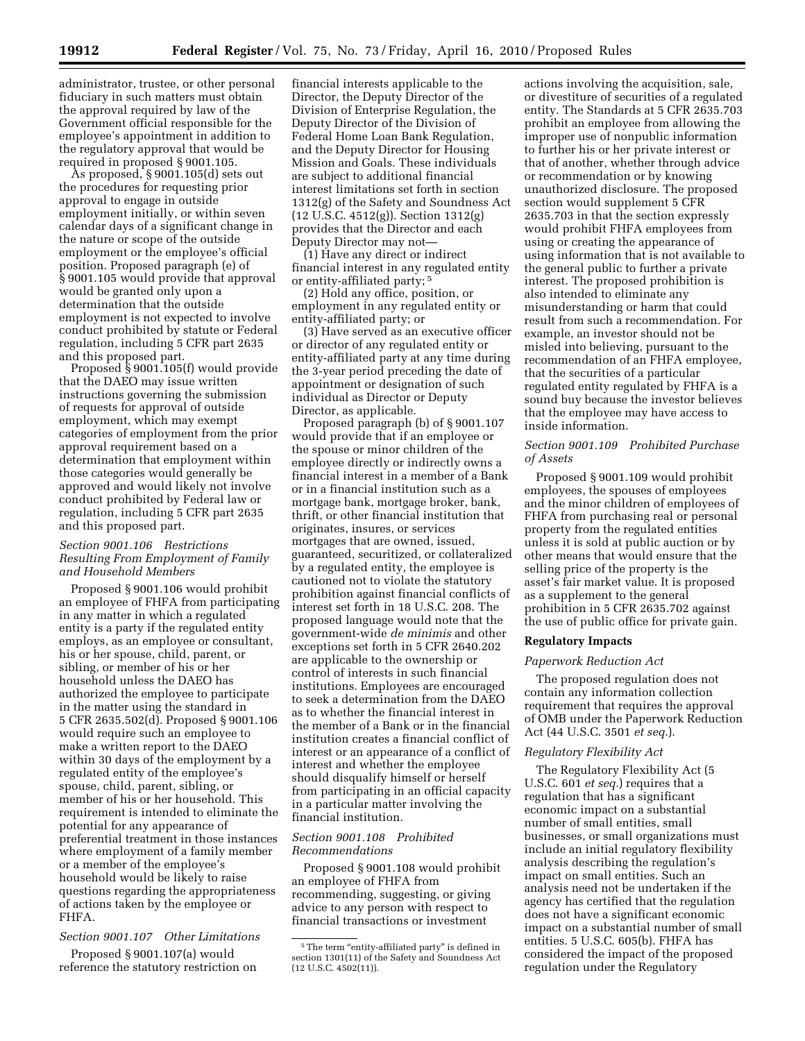administrator, trustee, or other personal fiduciary in such matters must obtain the approval required by law of the Government official responsible for the employee's appointment in addition to the regulatory approval that would be required in proposed § 9001.105.

As proposed, § 9001.105(d) sets out the procedures for requesting prior approval to engage in outside employment initially, or within seven calendar days of a significant change in the nature or scope of the outside employment or the employee's official position. Proposed paragraph (e) of § 9001.105 would provide that approval would be granted only upon a determination that the outside employment is not expected to involve conduct prohibited by statute or Federal regulation, including 5 CFR part 2635 and this proposed part.

Proposed § 9001.105(f) would provide that the DAEO may issue written instructions governing the submission of requests for approval of outside employment, which may exempt categories of employment from the prior approval requirement based on a determination that employment within those categories would generally be approved and would likely not involve conduct prohibited by Federal law or regulation, including 5 CFR part 2635 and this proposed part.

*Section 9001.106 Restrictions Resulting From Employment of Family and Household Members*

Proposed § 9001.106 would prohibit an employee of FHFA from participating in any matter in which a regulated entity is a party if the regulated entity employs, as an employee or consultant, his or her spouse, child, parent, or sibling, or member of his or her household unless the DAEO has authorized the employee to participate in the matter using the standard in 5 CFR 2635.502(d). Proposed § 9001.106 would require such an employee to make a written report to the DAEO within 30 days of the employment by a regulated entity of the employee's spouse, child, parent, sibling, or member of his or her household. This requirement is intended to eliminate the potential for any appearance of preferential treatment in those instances where employment of a family member or a member of the employee's household would be likely to raise questions regarding the appropriateness of actions taken by the employee or FHFA.

*Section 9001.107 Other Limitations*

Proposed § 9001.107(a) would reference the statutory restriction on financial interests applicable to the Director, the Deputy Director of the Division of Enterprise Regulation, the Deputy Director of the Division of Federal Home Loan Bank Regulation, and the Deputy Director for Housing Mission and Goals. These individuals are subject to additional financial interest limitations set forth in section 1312(g) of the Safety and Soundness Act (12 U.S.C. 4512(g)). Section 1312(g) provides that the Director and each Deputy Director may not—

(1) Have any direct or indirect financial interest in any regulated entity or entity-affiliated party;[5]

(2) Hold any office, position, or employment in any regulated entity or entity-affiliated party; or

(3) Have served as an executive officer or director of any regulated entity or entity-affiliated party at any time during the 3-year period preceding the date of appointment or designation of such individual as Director or Deputy Director, as applicable.

Proposed paragraph (b) of § 9001.107 would provide that if an employee or the spouse or minor children of the employee directly or indirectly owns a financial interest in a member of a Bank or in a financial institution such as a mortgage bank, mortgage broker, bank, thrift, or other financial institution that originates, insures, or services mortgages that are owned, issued, guaranteed, securitized, or collateralized by a regulated entity, the employee is cautioned not to violate the statutory prohibition against financial conflicts of interest set forth in 18 U.S.C. 208. The proposed language would note that the government-wide *de minimis* and other exceptions set forth in 5 CFR 2640.202 are applicable to the ownership or control of interests in such financial institutions. Employees are encouraged to seek a determination from the DAEO as to whether the financial interest in the member of a Bank or in the financial institution creates a financial conflict of interest or an appearance of a conflict of interest and whether the employee should disqualify himself or herself from participating in an official capacity in a particular matter involving the financial institution.

*Section 9001.108 Prohibited Recommendations*

Proposed § 9001.108 would prohibit an employee of FHFA from recommending, suggesting, or giving advice to any person with respect to financial transactions or investment actions involving the acquisition, sale, or divestiture of securities of a regulated entity. The Standards at 5 CFR 2635.703 prohibit an employee from allowing the improper use of nonpublic information to further his or her private interest or that of another, whether through advice or recommendation or by knowing unauthorized disclosure. The proposed section would supplement 5 CFR 2635.703 in that the section expressly would prohibit FHFA employees from using or creating the appearance of using information that is not available to the general public to further a private interest. The proposed prohibition is also intended to eliminate any misunderstanding or harm that could result from such a recommendation. For example, an investor should not be misled into believing, pursuant to the recommendation of an FHFA employee, that the securities of a particular regulated entity regulated by FHFA is a sound buy because the investor believes that the employee may have access to inside information.

*Section 9001.109 Prohibited Purchase of Assets*

Proposed § 9001.109 would prohibit employees, the spouses of employees and the minor children of employees of FHFA from purchasing real or personal property from the regulated entities unless it is sold at public auction or by other means that would ensure that the selling price of the property is the asset's fair market value. It is proposed as a supplement to the general prohibition in 5 CFR 2635.702 against the use of public office for private gain.

**Regulatory Impacts**

*Paperwork Reduction Act*

The proposed regulation does not contain any information collection requirement that requires the approval of OMB under the Paperwork Reduction Act (44 U.S.C. 3501 *et seq.*).

*Regulatory Flexibility Act*

The Regulatory Flexibility Act (5 U.S.C. 601 *et seq.*) requires that a regulation that has a significant economic impact on a substantial number of small entities, small businesses, or small organizations must include an initial regulatory flexibility analysis describing the regulation's impact on small entities. Such an analysis need not be undertaken if the agency has certified that the regulation does not have a significant economic impact on a substantial number of small entities. 5 U.S.C. 605(b). FHFA has considered the impact of the proposed regulation under the Regulatory

[5] The term "entity-affiliated party" is defined in section 1301(11) of the Safety and Soundness Act (12 U.S.C. 4502(11)).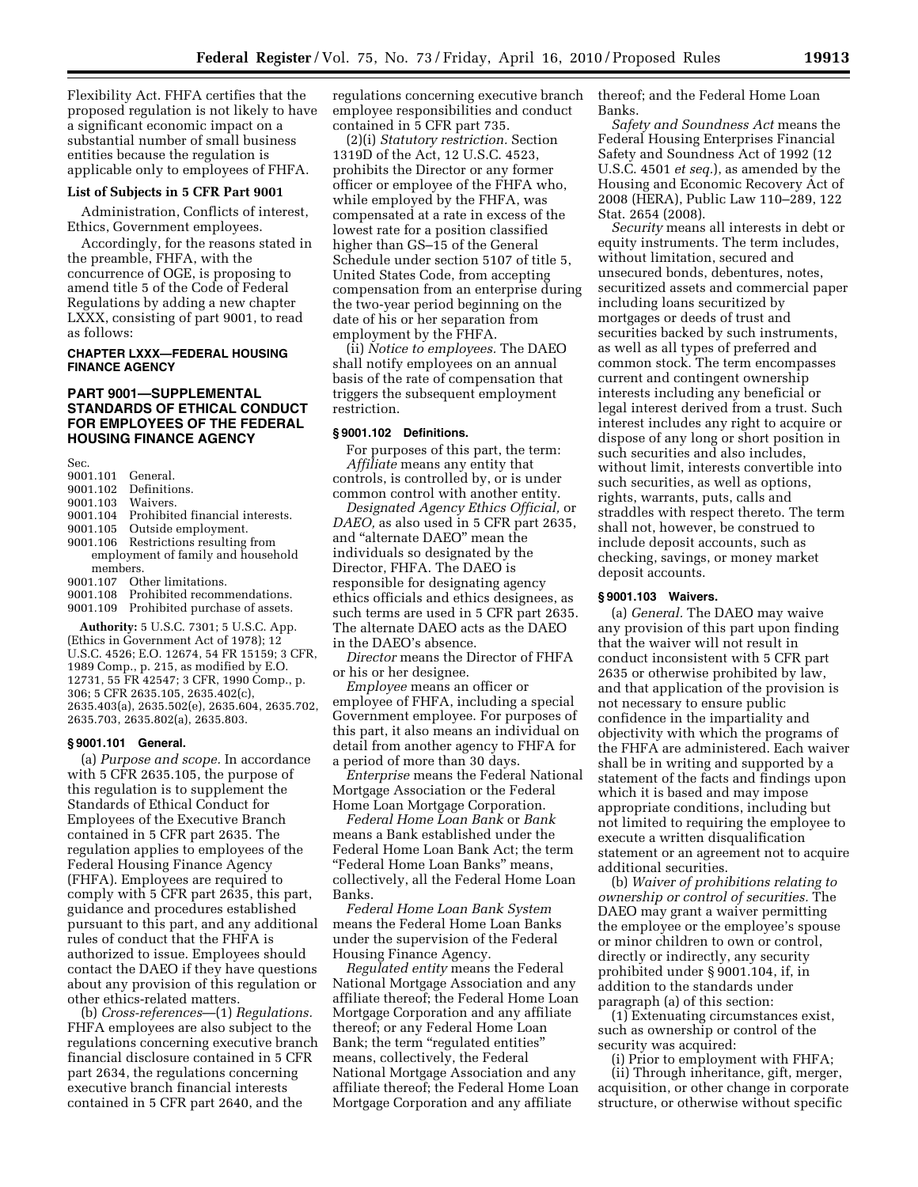Flexibility Act. FHFA certifies that the proposed regulation is not likely to have a significant economic impact on a substantial number of small business entities because the regulation is applicable only to employees of FHFA.

### List of Subjects in 5 CFR Part 9001

Administration, Conflicts of interest, Ethics, Government employees.

Accordingly, for the reasons stated in the preamble, FHFA, with the concurrence of OGE, is proposing to amend title 5 of the Code of Federal Regulations by adding a new chapter LXXX, consisting of part 9001, to read as follows:

## CHAPTER LXXX—FEDERAL HOUSING FINANCE AGENCY

## PART 9001—SUPPLEMENTAL STANDARDS OF ETHICAL CONDUCT FOR EMPLOYEES OF THE FEDERAL HOUSING FINANCE AGENCY

Sec.
9001.101 General.
9001.102 Definitions.
9001.103 Waivers.
9001.104 Prohibited financial interests.
9001.105 Outside employment.
9001.106 Restrictions resulting from employment of family and household members.
9001.107 Other limitations.
9001.108 Prohibited recommendations.
9001.109 Prohibited purchase of assets.

**Authority:** 5 U.S.C. 7301; 5 U.S.C. App. (Ethics in Government Act of 1978); 12 U.S.C. 4526; E.O. 12674, 54 FR 15159; 3 CFR, 1989 Comp., p. 215, as modified by E.O. 12731, 55 FR 42547; 3 CFR, 1990 Comp., p. 306; 5 CFR 2635.105, 2635.402(c), 2635.403(a), 2635.502(e), 2635.604, 2635.702, 2635.703, 2635.802(a), 2635.803.

### § 9001.101 General.

(a) *Purpose and scope.* In accordance with 5 CFR 2635.105, the purpose of this regulation is to supplement the Standards of Ethical Conduct for Employees of the Executive Branch contained in 5 CFR part 2635. The regulation applies to employees of the Federal Housing Finance Agency (FHFA). Employees are required to comply with 5 CFR part 2635, this part, guidance and procedures established pursuant to this part, and any additional rules of conduct that the FHFA is authorized to issue. Employees should contact the DAEO if they have questions about any provision of this regulation or other ethics-related matters.

(b) *Cross-references*—(1) *Regulations.* FHFA employees are also subject to the regulations concerning executive branch financial disclosure contained in 5 CFR part 2634, the regulations concerning executive branch financial interests contained in 5 CFR part 2640, and the regulations concerning executive branch employee responsibilities and conduct contained in 5 CFR part 735.

(2)(i) *Statutory restriction.* Section 1319D of the Act, 12 U.S.C. 4523, prohibits the Director or any former officer or employee of the FHFA who, while employed by the FHFA, was compensated at a rate in excess of the lowest rate for a position classified higher than GS–15 of the General Schedule under section 5107 of title 5, United States Code, from accepting compensation from an enterprise during the two-year period beginning on the date of his or her separation from employment by the FHFA.

(ii) *Notice to employees.* The DAEO shall notify employees on an annual basis of the rate of compensation that triggers the subsequent employment restriction.

### § 9001.102 Definitions.

For purposes of this part, the term:

*Affiliate* means any entity that controls, is controlled by, or is under common control with another entity.

*Designated Agency Ethics Official,* or *DAEO,* as also used in 5 CFR part 2635, and "alternate DAEO" mean the individuals so designated by the Director, FHFA. The DAEO is responsible for designating agency ethics officials and ethics designees, as such terms are used in 5 CFR part 2635. The alternate DAEO acts as the DAEO in the DAEO's absence.

*Director* means the Director of FHFA or his or her designee.

*Employee* means an officer or employee of FHFA, including a special Government employee. For purposes of this part, it also means an individual on detail from another agency to FHFA for a period of more than 30 days.

*Enterprise* means the Federal National Mortgage Association or the Federal Home Loan Mortgage Corporation.

*Federal Home Loan Bank* or *Bank* means a Bank established under the Federal Home Loan Bank Act; the term "Federal Home Loan Banks" means, collectively, all the Federal Home Loan Banks.

*Federal Home Loan Bank System* means the Federal Home Loan Banks under the supervision of the Federal Housing Finance Agency.

*Regulated entity* means the Federal National Mortgage Association and any affiliate thereof; the Federal Home Loan Mortgage Corporation and any affiliate thereof; or any Federal Home Loan Bank; the term "regulated entities" means, collectively, the Federal National Mortgage Association and any affiliate thereof; the Federal Home Loan Mortgage Corporation and any affiliate thereof; and the Federal Home Loan Banks.

*Safety and Soundness Act* means the Federal Housing Enterprises Financial Safety and Soundness Act of 1992 (12 U.S.C. 4501 *et seq.*), as amended by the Housing and Economic Recovery Act of 2008 (HERA), Public Law 110–289, 122 Stat. 2654 (2008).

*Security* means all interests in debt or equity instruments. The term includes, without limitation, secured and unsecured bonds, debentures, notes, securitized assets and commercial paper including loans securitized by mortgages or deeds of trust and securities backed by such instruments, as well as all types of preferred and common stock. The term encompasses current and contingent ownership interests including any beneficial or legal interest derived from a trust. Such interest includes any right to acquire or dispose of any long or short position in such securities and also includes, without limit, interests convertible into such securities, as well as options, rights, warrants, puts, calls and straddles with respect thereto. The term shall not, however, be construed to include deposit accounts, such as checking, savings, or money market deposit accounts.

### § 9001.103 Waivers.

(a) *General.* The DAEO may waive any provision of this part upon finding that the waiver will not result in conduct inconsistent with 5 CFR part 2635 or otherwise prohibited by law, and that application of the provision is not necessary to ensure public confidence in the impartiality and objectivity with which the programs of the FHFA are administered. Each waiver shall be in writing and supported by a statement of the facts and findings upon which it is based and may impose appropriate conditions, including but not limited to requiring the employee to execute a written disqualification statement or an agreement not to acquire additional securities.

(b) *Waiver of prohibitions relating to ownership or control of securities.* The DAEO may grant a waiver permitting the employee or the employee's spouse or minor children to own or control, directly or indirectly, any security prohibited under § 9001.104, if, in addition to the standards under paragraph (a) of this section:

(1) Extenuating circumstances exist, such as ownership or control of the security was acquired:

(i) Prior to employment with FHFA;

(ii) Through inheritance, gift, merger, acquisition, or other change in corporate structure, or otherwise without specific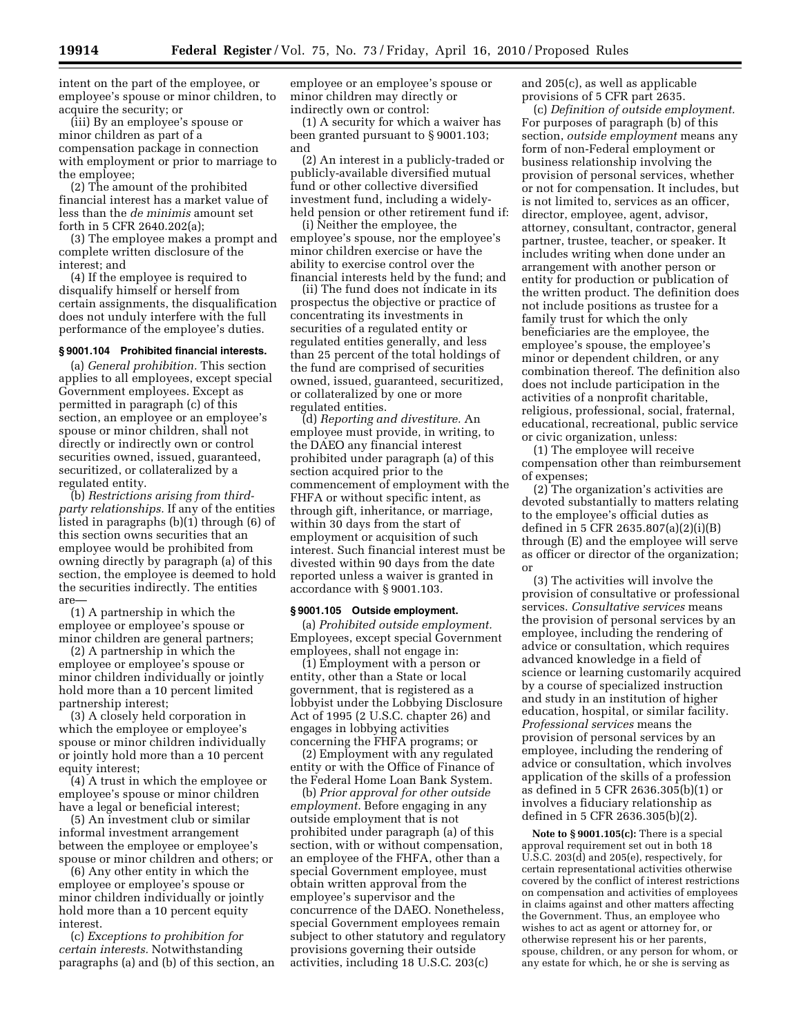intent on the part of the employee, or employee's spouse or minor children, to acquire the security; or

(iii) By an employee's spouse or minor children as part of a compensation package in connection with employment or prior to marriage to the employee;

(2) The amount of the prohibited financial interest has a market value of less than the *de minimis* amount set forth in 5 CFR 2640.202(a);

(3) The employee makes a prompt and complete written disclosure of the interest; and

(4) If the employee is required to disqualify himself or herself from certain assignments, the disqualification does not unduly interfere with the full performance of the employee's duties.

### § 9001.104 Prohibited financial interests.

(a) *General prohibition.* This section applies to all employees, except special Government employees. Except as permitted in paragraph (c) of this section, an employee or an employee's spouse or minor children, shall not directly or indirectly own or control securities owned, issued, guaranteed, securitized, or collateralized by a regulated entity.

(b) *Restrictions arising from third-party relationships.* If any of the entities listed in paragraphs (b)(1) through (6) of this section owns securities that an employee would be prohibited from owning directly by paragraph (a) of this section, the employee is deemed to hold the securities indirectly. The entities are—

(1) A partnership in which the employee or employee's spouse or minor children are general partners;

(2) A partnership in which the employee or employee's spouse or minor children individually or jointly hold more than a 10 percent limited partnership interest;

(3) A closely held corporation in which the employee or employee's spouse or minor children individually or jointly hold more than a 10 percent equity interest;

(4) A trust in which the employee or employee's spouse or minor children have a legal or beneficial interest;

(5) An investment club or similar informal investment arrangement between the employee or employee's spouse or minor children and others; or

(6) Any other entity in which the employee or employee's spouse or minor children individually or jointly hold more than a 10 percent equity interest.

(c) *Exceptions to prohibition for certain interests.* Notwithstanding paragraphs (a) and (b) of this section, an employee or an employee's spouse or minor children may directly or indirectly own or control:

(1) A security for which a waiver has been granted pursuant to § 9001.103; and

(2) An interest in a publicly-traded or publicly-available diversified mutual fund or other collective diversified investment fund, including a widely-held pension or other retirement fund if:

(i) Neither the employee, the employee's spouse, nor the employee's minor children exercise or have the ability to exercise control over the financial interests held by the fund; and

(ii) The fund does not indicate in its prospectus the objective or practice of concentrating its investments in securities of a regulated entity or regulated entities generally, and less than 25 percent of the total holdings of the fund are comprised of securities owned, issued, guaranteed, securitized, or collateralized by one or more regulated entities.

(d) *Reporting and divestiture.* An employee must provide, in writing, to the DAEO any financial interest prohibited under paragraph (a) of this section acquired prior to the commencement of employment with the FHFA or without specific intent, as through gift, inheritance, or marriage, within 30 days from the start of employment or acquisition of such interest. Such financial interest must be divested within 90 days from the date reported unless a waiver is granted in accordance with § 9001.103.

### § 9001.105 Outside employment.

(a) *Prohibited outside employment.* Employees, except special Government employees, shall not engage in:

(1) Employment with a person or entity, other than a State or local government, that is registered as a lobbyist under the Lobbying Disclosure Act of 1995 (2 U.S.C. chapter 26) and engages in lobbying activities concerning the FHFA programs; or

(2) Employment with any regulated entity or with the Office of Finance of the Federal Home Loan Bank System.

(b) *Prior approval for other outside employment.* Before engaging in any outside employment that is not prohibited under paragraph (a) of this section, with or without compensation, an employee of the FHFA, other than a special Government employee, must obtain written approval from the employee's supervisor and the concurrence of the DAEO. Nonetheless, special Government employees remain subject to other statutory and regulatory provisions governing their outside activities, including 18 U.S.C. 203(c) and 205(c), as well as applicable provisions of 5 CFR part 2635.

(c) *Definition of outside employment.* For purposes of paragraph (b) of this section, *outside employment* means any form of non-Federal employment or business relationship involving the provision of personal services, whether or not for compensation. It includes, but is not limited to, services as an officer, director, employee, agent, advisor, attorney, consultant, contractor, general partner, trustee, teacher, or speaker. It includes writing when done under an arrangement with another person or entity for production or publication of the written product. The definition does not include positions as trustee for a family trust for which the only beneficiaries are the employee, the employee's spouse, the employee's minor or dependent children, or any combination thereof. The definition also does not include participation in the activities of a nonprofit charitable, religious, professional, social, fraternal, educational, recreational, public service or civic organization, unless:

(1) The employee will receive compensation other than reimbursement of expenses;

(2) The organization's activities are devoted substantially to matters relating to the employee's official duties as defined in 5 CFR 2635.807(a)(2)(i)(B) through (E) and the employee will serve as officer or director of the organization; or

(3) The activities will involve the provision of consultative or professional services. *Consultative services* means the provision of personal services by an employee, including the rendering of advice or consultation, which requires advanced knowledge in a field of science or learning customarily acquired by a course of specialized instruction and study in an institution of higher education, hospital, or similar facility. *Professional services* means the provision of personal services by an employee, including the rendering of advice or consultation, which involves application of the skills of a profession as defined in 5 CFR 2636.305(b)(1) or involves a fiduciary relationship as defined in 5 CFR 2636.305(b)(2).

**Note to § 9001.105(c):** There is a special approval requirement set out in both 18 U.S.C. 203(d) and 205(e), respectively, for certain representational activities otherwise covered by the conflict of interest restrictions on compensation and activities of employees in claims against and other matters affecting the Government. Thus, an employee who wishes to act as agent or attorney for, or otherwise represent his or her parents, spouse, children, or any person for whom, or any estate for which, he or she is serving as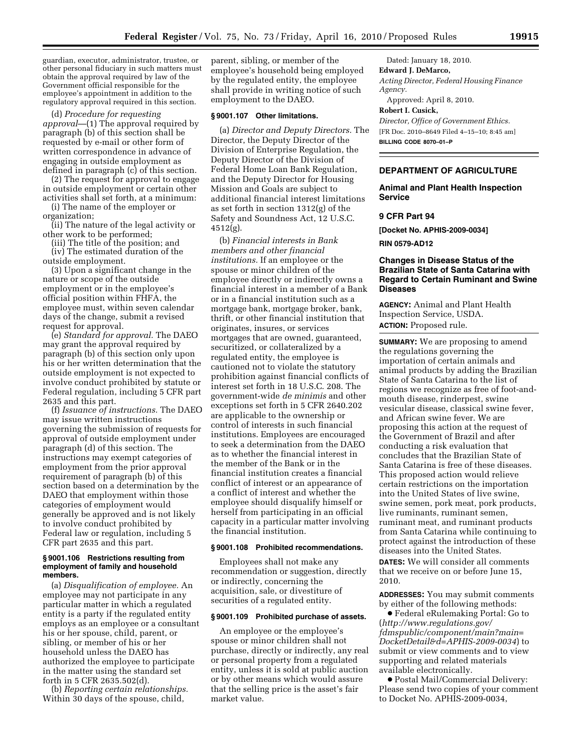guardian, executor, administrator, trustee, or other personal fiduciary in such matters must obtain the approval required by law of the Government official responsible for the employee's appointment in addition to the regulatory approval required in this section.

(d) *Procedure for requesting approval*—(1) The approval required by paragraph (b) of this section shall be requested by e-mail or other form of written correspondence in advance of engaging in outside employment as defined in paragraph (c) of this section.

(2) The request for approval to engage in outside employment or certain other activities shall set forth, at a minimum:

(i) The name of the employer or organization;

(ii) The nature of the legal activity or other work to be performed;

(iii) The title of the position; and

(iv) The estimated duration of the outside employment.

(3) Upon a significant change in the nature or scope of the outside employment or in the employee's official position within FHFA, the employee must, within seven calendar days of the change, submit a revised request for approval.

(e) *Standard for approval.* The DAEO may grant the approval required by paragraph (b) of this section only upon his or her written determination that the outside employment is not expected to involve conduct prohibited by statute or Federal regulation, including 5 CFR part 2635 and this part.

(f) *Issuance of instructions.* The DAEO may issue written instructions governing the submission of requests for approval of outside employment under paragraph (d) of this section. The instructions may exempt categories of employment from the prior approval requirement of paragraph (b) of this section based on a determination by the DAEO that employment within those categories of employment would generally be approved and is not likely to involve conduct prohibited by Federal law or regulation, including 5 CFR part 2635 and this part.

#### § 9001.106 Restrictions resulting from employment of family and household members.

(a) *Disqualification of employee.* An employee may not participate in any particular matter in which a regulated entity is a party if the regulated entity employs as an employee or a consultant his or her spouse, child, parent, or sibling, or member of his or her household unless the DAEO has authorized the employee to participate in the matter using the standard set forth in 5 CFR 2635.502(d).

(b) *Reporting certain relationships.* Within 30 days of the spouse, child, parent, sibling, or member of the employee's household being employed by the regulated entity, the employee shall provide in writing notice of such employment to the DAEO.

#### § 9001.107 Other limitations.

(a) *Director and Deputy Directors.* The Director, the Deputy Director of the Division of Enterprise Regulation, the Deputy Director of the Division of Federal Home Loan Bank Regulation, and the Deputy Director for Housing Mission and Goals are subject to additional financial interest limitations as set forth in section 1312(g) of the Safety and Soundness Act, 12 U.S.C. 4512(g).

(b) *Financial interests in Bank members and other financial institutions.* If an employee or the spouse or minor children of the employee directly or indirectly owns a financial interest in a member of a Bank or in a financial institution such as a mortgage bank, mortgage broker, bank, thrift, or other financial institution that originates, insures, or services mortgages that are owned, guaranteed, securitized, or collateralized by a regulated entity, the employee is cautioned not to violate the statutory prohibition against financial conflicts of interest set forth in 18 U.S.C. 208. The government-wide *de minimis* and other exceptions set forth in 5 CFR 2640.202 are applicable to the ownership or control of interests in such financial institutions. Employees are encouraged to seek a determination from the DAEO as to whether the financial interest in the member of the Bank or in the financial institution creates a financial conflict of interest or an appearance of a conflict of interest and whether the employee should disqualify himself or herself from participating in an official capacity in a particular matter involving the financial institution.

#### § 9001.108 Prohibited recommendations.

Employees shall not make any recommendation or suggestion, directly or indirectly, concerning the acquisition, sale, or divestiture of securities of a regulated entity.

#### § 9001.109 Prohibited purchase of assets.

An employee or the employee's spouse or minor children shall not purchase, directly or indirectly, any real or personal property from a regulated entity, unless it is sold at public auction or by other means which would assure that the selling price is the asset's fair market value.

Dated: January 18, 2010.

**Edward J. DeMarco,**

*Acting Director, Federal Housing Finance Agency.*

Approved: April 8, 2010.

**Robert I. Cusick,**

*Director, Office of Government Ethics.*

[FR Doc. 2010–8649 Filed 4–15–10; 8:45 am]

**BILLING CODE 8070–01–P**

## DEPARTMENT OF AGRICULTURE

### Animal and Plant Health Inspection Service

### 9 CFR Part 94

**[Docket No. APHIS-2009-0034]**

**RIN 0579-AD12**

### Changes in Disease Status of the Brazilian State of Santa Catarina with Regard to Certain Ruminant and Swine Diseases

**AGENCY:** Animal and Plant Health Inspection Service, USDA.

**ACTION:** Proposed rule.

**SUMMARY:** We are proposing to amend the regulations governing the importation of certain animals and animal products by adding the Brazilian State of Santa Catarina to the list of regions we recognize as free of foot-and-mouth disease, rinderpest, swine vesicular disease, classical swine fever, and African swine fever. We are proposing this action at the request of the Government of Brazil and after conducting a risk evaluation that concludes that the Brazilian State of Santa Catarina is free of these diseases. This proposed action would relieve certain restrictions on the importation into the United States of live swine, swine semen, pork meat, pork products, live ruminants, ruminant semen, ruminant meat, and ruminant products from Santa Catarina while continuing to protect against the introduction of these diseases into the United States.

**DATES:** We will consider all comments that we receive on or before June 15, 2010.

**ADDRESSES:** You may submit comments by either of the following methods:

- Federal eRulemaking Portal: Go to (*http://www.regulations.gov/fdmspublic/component/main?main=DocketDetail&d=APHIS-2009-0034*) to submit or view comments and to view supporting and related materials available electronically.
- Postal Mail/Commercial Delivery: Please send two copies of your comment to Docket No. APHIS-2009-0034,